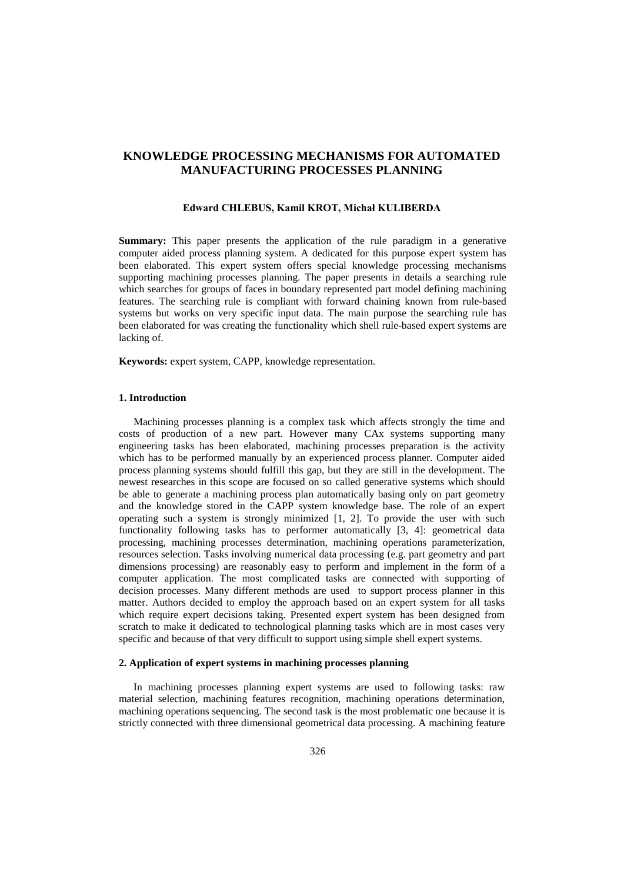# KNOWLEDGE PROCESSING MECHANISMS FOR AUTOMATED MANUFACTURING PROCESSES PLANNING

**Edward CHLEBUS, Kamil KROT, Michał KULIBERDA**

**Summary:** This paper presents the application of the rule paradigm in a generative computer aided process planning system. A dedicated for this purpose expert system has been elaborated. This expert system offers special knowledge processing mechanisms supporting machining processes planning. The paper presents in details a searching rule which searches for groups of faces in boundary represented part model defining machining features. The searching rule is compliant with forward chaining known from rule-based systems but works on very specific input data. The main purpose the searching rule has been elaborated for was creating the functionality which shell rule-based expert systems are lacking of.

**Keywords:** expert system, CAPP, knowledge representation.

## 1. Introduction

Machining processes planning is a complex task which affects strongly the time and costs of production of a new part. However many CAx systems supporting many engineering tasks has been elaborated, machining processes preparation is the activity which has to be performed manually by an experienced process planner. Computer aided process planning systems should fulfill this gap, but they are still in the development. The newest researches in this scope are focused on so called generative systems which should be able to generate a machining process plan automatically basing only on part geometry and the knowledge stored in the CAPP system knowledge base. The role of an expert operating such a system is strongly minimized [1, 2]. To provide the user with such functionality following tasks has to performer automatically [3, 4]: geometrical data processing, machining processes determination, machining operations parameterization, resources selection. Tasks involving numerical data processing (e.g. part geometry and part dimensions processing) are reasonably easy to perform and implement in the form of a computer application. The most complicated tasks are connected with supporting of decision processes. Many different methods are used to support process planner in this matter. Authors decided to employ the approach based on an expert system for all tasks which require expert decisions taking. Presented expert system has been designed from scratch to make it dedicated to technological planning tasks which are in most cases very specific and because of that very difficult to support using simple shell expert systems.

## 2. Application of expert systems in machining processes planning

In machining processes planning expert systems are used to following tasks: raw material selection, machining features recognition, machining operations determination, machining operations sequencing. The second task is the most problematic one because it is strictly connected with three dimensional geometrical data processing. A machining feature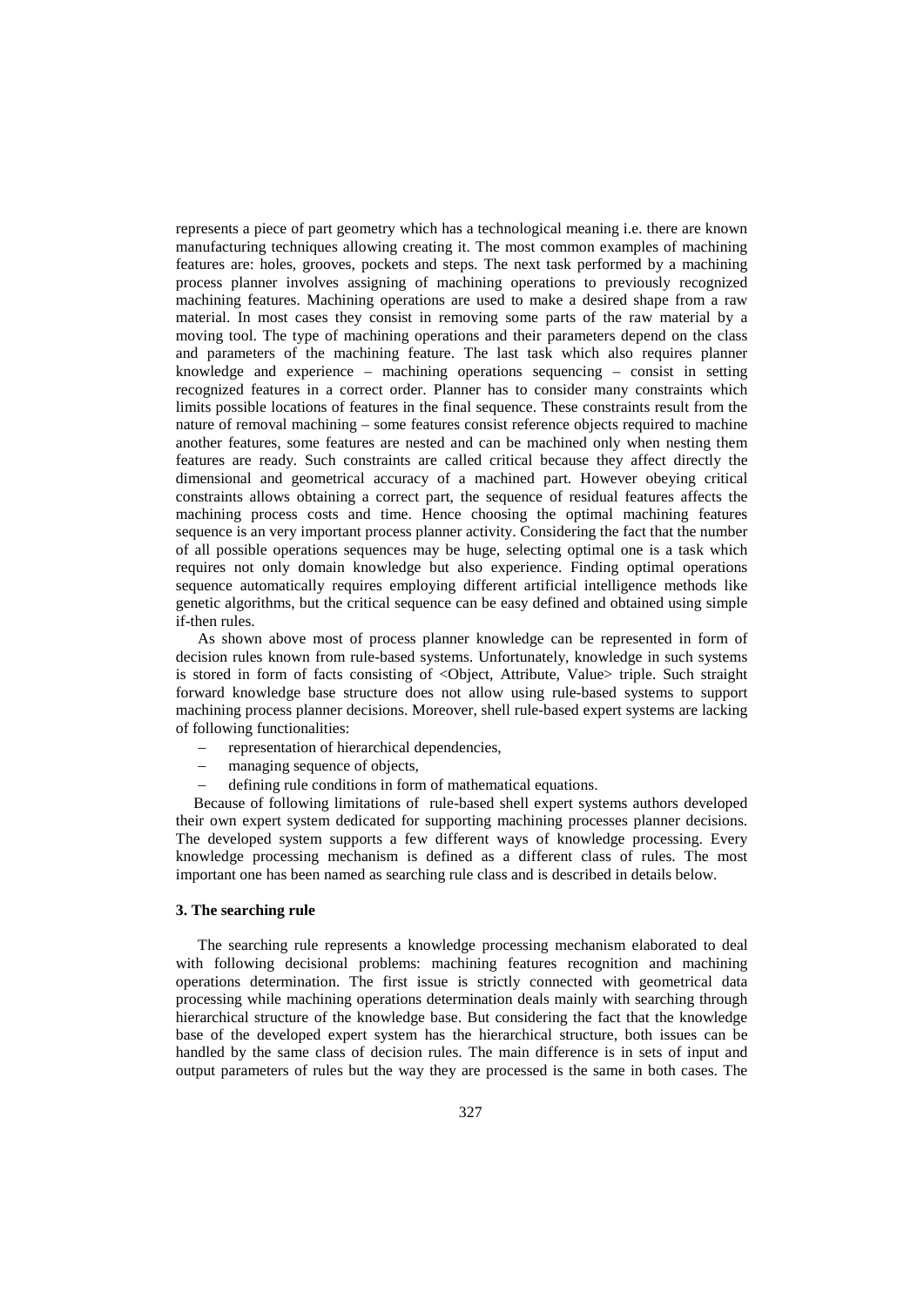represents a piece of part geometry which has a technological meaning i.e. there are known manufacturing techniques allowing creating it. The most common examples of machining features are: holes, grooves, pockets and steps. The next task performed by a machining process planner involves assigning of machining operations to previously recognized machining features. Machining operations are used to make a desired shape from a raw material. In most cases they consist in removing some parts of the raw material by a moving tool. The type of machining operations and their parameters depend on the class and parameters of the machining feature. The last task which also requires planner knowledge and experience – machining operations sequencing – consist in setting recognized features in a correct order. Planner has to consider many constraints which limits possible locations of features in the final sequence. These constraints result from the nature of removal machining – some features consist reference objects required to machine another features, some features are nested and can be machined only when nesting them features are ready. Such constraints are called critical because they affect directly the dimensional and geometrical accuracy of a machined part. However obeying critical constraints allows obtaining a correct part, the sequence of residual features affects the machining process costs and time. Hence choosing the optimal machining features sequence is an very important process planner activity. Considering the fact that the number of all possible operations sequences may be huge, selecting optimal one is a task which requires not only domain knowledge but also experience. Finding optimal operations sequence automatically requires employing different artificial intelligence methods like genetic algorithms, but the critical sequence can be easy defined and obtained using simple if-then rules.

As shown above most of process planner knowledge can be represented in form of decision rules known from rule-based systems. Unfortunately, knowledge in such systems is stored in form of facts consisting of <Object, Attribute, Value> triple. Such straight forward knowledge base structure does not allow using rule-based systems to support machining process planner decisions. Moreover, shell rule-based expert systems are lacking of following functionalities:

- representation of hierarchical dependencies,
- managing sequence of objects,
- defining rule conditions in form of mathematical equations.

Because of following limitations of rule-based shell expert systems authors developed their own expert system dedicated for supporting machining processes planner decisions. The developed system supports a few different ways of knowledge processing. Every knowledge processing mechanism is defined as a different class of rules. The most important one has been named as searching rule class and is described in details below.

### 3. The searching rule

The searching rule represents a knowledge processing mechanism elaborated to deal with following decisional problems: machining features recognition and machining operations determination. The first issue is strictly connected with geometrical data processing while machining operations determination deals mainly with searching through hierarchical structure of the knowledge base. But considering the fact that the knowledge base of the developed expert system has the hierarchical structure, both issues can be handled by the same class of decision rules. The main difference is in sets of input and output parameters of rules but the way they are processed is the same in both cases. The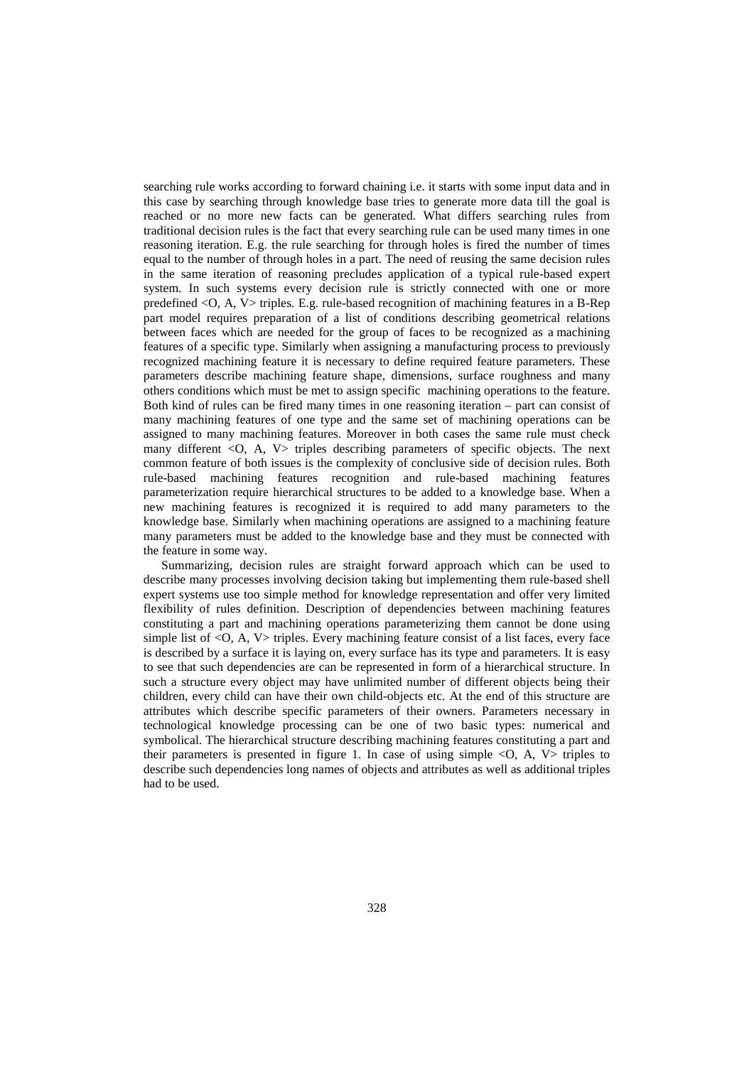searching rule works according to forward chaining i.e. it starts with some input data and in this case by searching through knowledge base tries to generate more data till the goal is reached or no more new facts can be generated. What differs searching rules from traditional decision rules is the fact that every searching rule can be used many times in one reasoning iteration. E.g. the rule searching for through holes is fired the number of times equal to the number of through holes in a part. The need of reusing the same decision rules in the same iteration of reasoning precludes application of a typical rule-based expert system. In such systems every decision rule is strictly connected with one or more predefined <O, A, V> triples. E.g. rule-based recognition of machining features in a B-Rep part model requires preparation of a list of conditions describing geometrical relations between faces which are needed for the group of faces to be recognized as a machining features of a specific type. Similarly when assigning a manufacturing process to previously recognized machining feature it is necessary to define required feature parameters. These parameters describe machining feature shape, dimensions, surface roughness and many others conditions which must be met to assign specific machining operations to the feature. Both kind of rules can be fired many times in one reasoning iteration – part can consist of many machining features of one type and the same set of machining operations can be assigned to many machining features. Moreover in both cases the same rule must check many different <O, A, V> triples describing parameters of specific objects. The next common feature of both issues is the complexity of conclusive side of decision rules. Both rule-based machining features recognition and rule-based machining features parameterization require hierarchical structures to be added to a knowledge base. When a new machining features is recognized it is required to add many parameters to the knowledge base. Similarly when machining operations are assigned to a machining feature many parameters must be added to the knowledge base and they must be connected with the feature in some way.

Summarizing, decision rules are straight forward approach which can be used to describe many processes involving decision taking but implementing them rule-based shell expert systems use too simple method for knowledge representation and offer very limited flexibility of rules definition. Description of dependencies between machining features constituting a part and machining operations parameterizing them cannot be done using simple list of <O, A, V> triples. Every machining feature consist of a list faces, every face is described by a surface it is laying on, every surface has its type and parameters. It is easy to see that such dependencies are can be represented in form of a hierarchical structure. In such a structure every object may have unlimited number of different objects being their children, every child can have their own child-objects etc. At the end of this structure are attributes which describe specific parameters of their owners. Parameters necessary in technological knowledge processing can be one of two basic types: numerical and symbolical. The hierarchical structure describing machining features constituting a part and their parameters is presented in figure 1. In case of using simple <O, A, V> triples to describe such dependencies long names of objects and attributes as well as additional triples had to be used.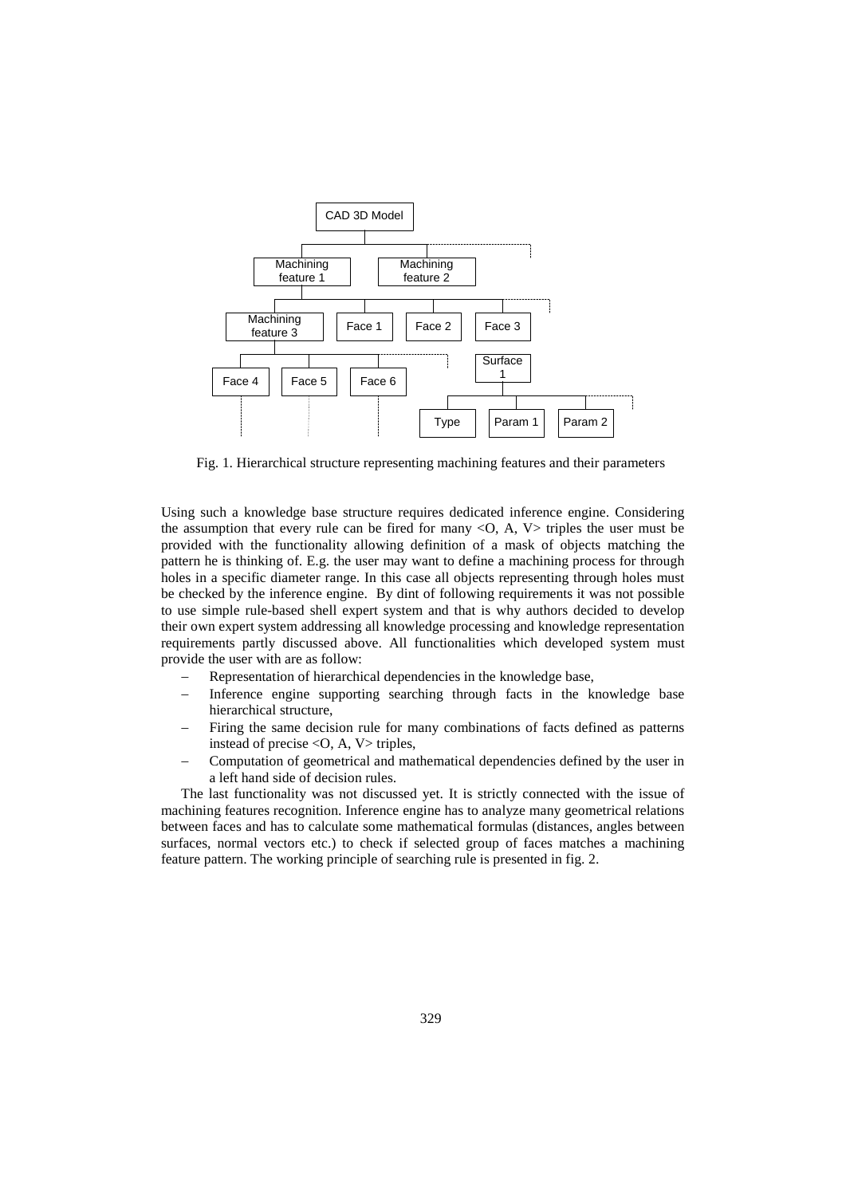Fig. 1. Hierarchical structure representing machining features and their parameters

Using such a knowledge base structure requires dedicated inference engine. Considering the assumption that every rule can be fired for many <O, A, V> triples the user must be provided with the functionality allowing definition of a mask of objects matching the pattern he is thinking of. E.g. the user may want to define a machining process for through holes in a specific diameter range. In this case all objects representing through holes must be checked by the inference engine. By dint of following requirements it was not possible to use simple rule-based shell expert system and that is why authors decided to develop their own expert system addressing all knowledge processing and knowledge representation requirements partly discussed above. All functionalities which developed system must provide the user with are as follow:

- Representation of hierarchical dependencies in the knowledge base,
- Inference engine supporting searching through facts in the knowledge base hierarchical structure,
- Firing the same decision rule for many combinations of facts defined as patterns instead of precise <O, A, V> triples,
- Computation of geometrical and mathematical dependencies defined by the user in a left hand side of decision rules.

The last functionality was not discussed yet. It is strictly connected with the issue of machining features recognition. Inference engine has to analyze many geometrical relations between faces and has to calculate some mathematical formulas (distances, angles between surfaces, normal vectors etc.) to check if selected group of faces matches a machining feature pattern. The working principle of searching rule is presented in fig. 2.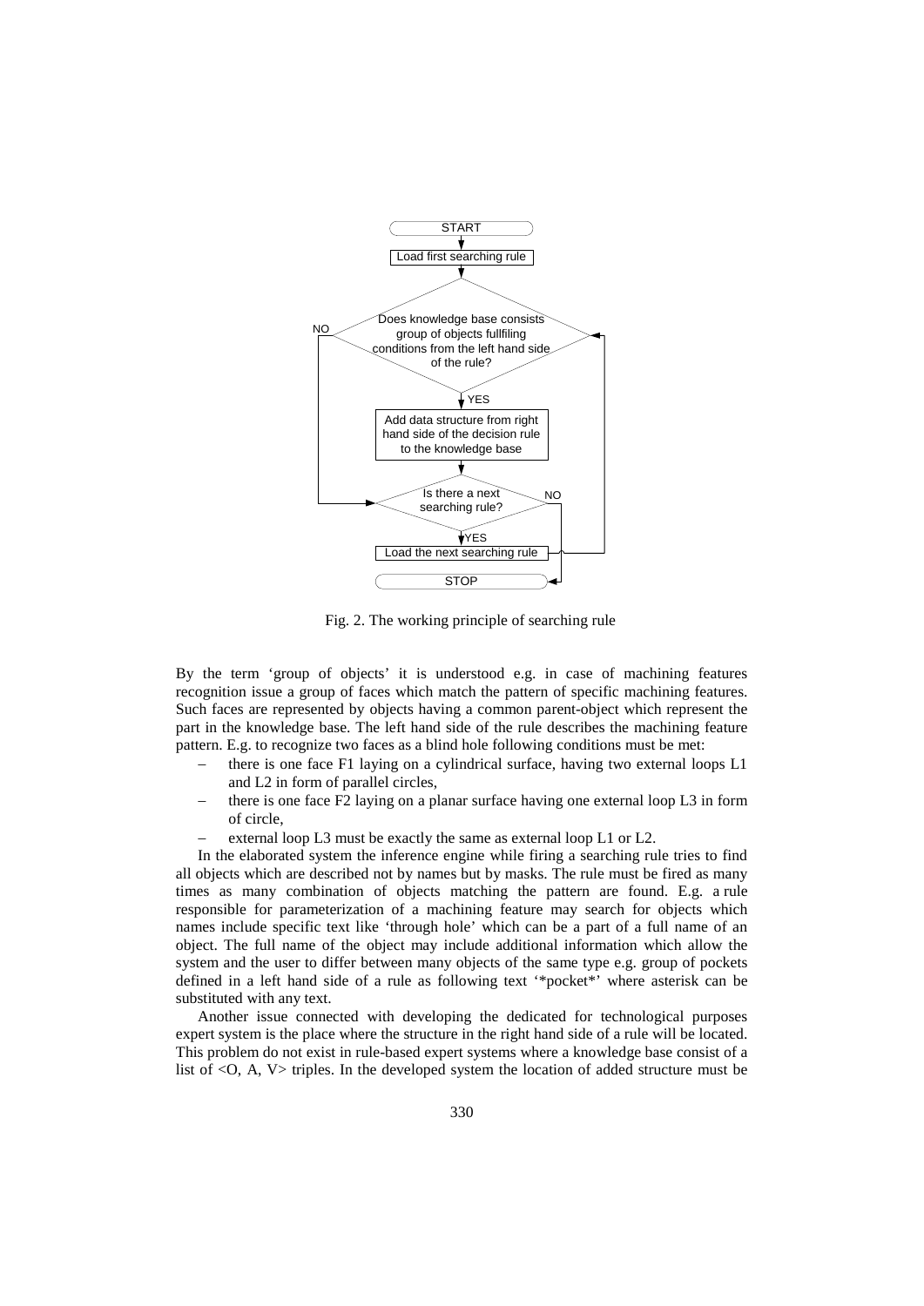Fig. 2. The working principle of searching rule

By the term 'group of objects' it is understood e.g. in case of machining features recognition issue a group of faces which match the pattern of specific machining features. Such faces are represented by objects having a common parent-object which represent the part in the knowledge base. The left hand side of the rule describes the machining feature pattern. E.g. to recognize two faces as a blind hole following conditions must be met:

- there is one face F1 laying on a cylindrical surface, having two external loops L1 and L2 in form of parallel circles,
- there is one face F2 laying on a planar surface having one external loop L3 in form of circle,
- external loop L3 must be exactly the same as external loop L1 or L2.

In the elaborated system the inference engine while firing a searching rule tries to find all objects which are described not by names but by masks. The rule must be fired as many times as many combination of objects matching the pattern are found. E.g. a rule responsible for parameterization of a machining feature may search for objects which names include specific text like 'through hole' which can be a part of a full name of an object. The full name of the object may include additional information which allow the system and the user to differ between many objects of the same type e.g. group of pockets defined in a left hand side of a rule as following text '*pocket*' where asterisk can be substituted with any text.

Another issue connected with developing the dedicated for technological purposes expert system is the place where the structure in the right hand side of a rule will be located. This problem do not exist in rule-based expert systems where a knowledge base consist of a list of <O, A, V> triples. In the developed system the location of added structure must be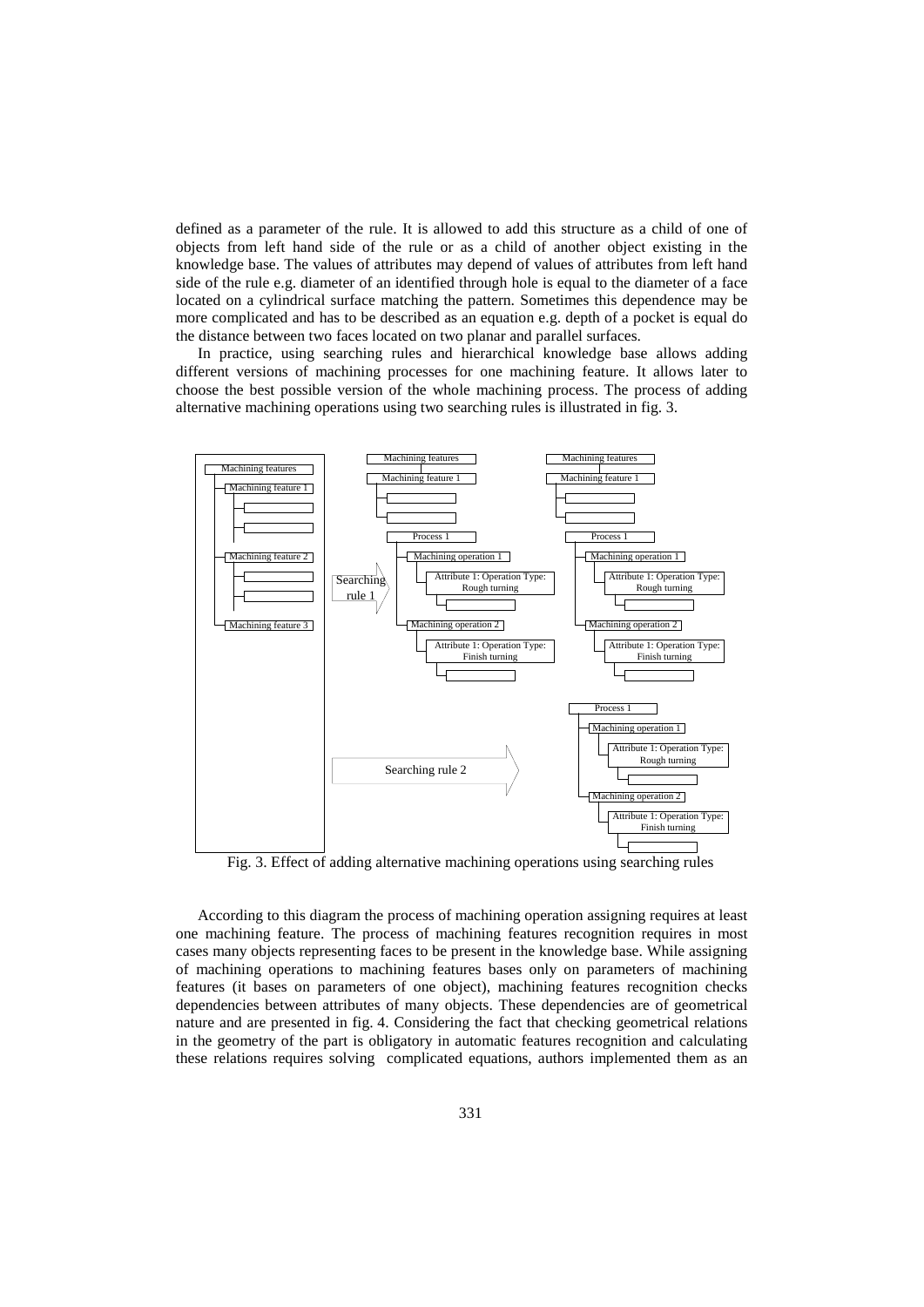defined as a parameter of the rule. It is allowed to add this structure as a child of one of objects from left hand side of the rule or as a child of another object existing in the knowledge base. The values of attributes may depend of values of attributes from left hand side of the rule e.g. diameter of an identified through hole is equal to the diameter of a face located on a cylindrical surface matching the pattern. Sometimes this dependence may be more complicated and has to be described as an equation e.g. depth of a pocket is equal do the distance between two faces located on two planar and parallel surfaces.

In practice, using searching rules and hierarchical knowledge base allows adding different versions of machining processes for one machining feature. It allows later to choose the best possible version of the whole machining process. The process of adding alternative machining operations using two searching rules is illustrated in fig. 3.

Fig. 3. Effect of adding alternative machining operations using searching rules

According to this diagram the process of machining operation assigning requires at least one machining feature. The process of machining features recognition requires in most cases many objects representing faces to be present in the knowledge base. While assigning of machining operations to machining features bases only on parameters of machining features (it bases on parameters of one object), machining features recognition checks dependencies between attributes of many objects. These dependencies are of geometrical nature and are presented in fig. 4. Considering the fact that checking geometrical relations in the geometry of the part is obligatory in automatic features recognition and calculating these relations requires solving complicated equations, authors implemented them as an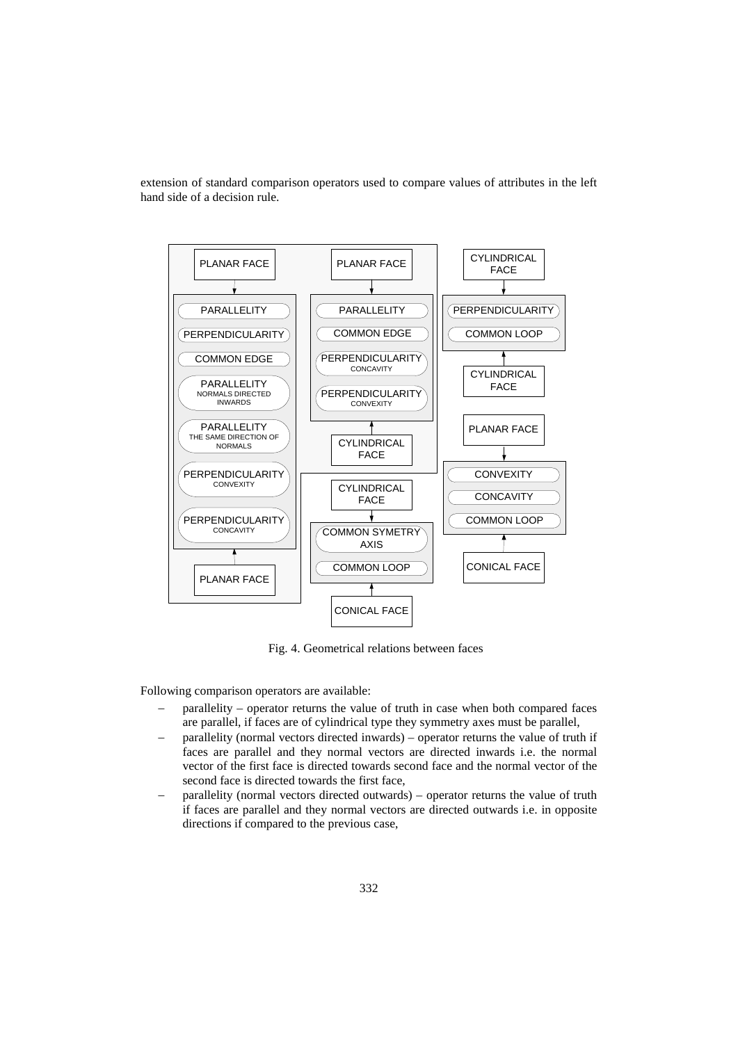extension of standard comparison operators used to compare values of attributes in the left hand side of a decision rule.

Fig. 4. Geometrical relations between faces

Following comparison operators are available:

- parallelity – operator returns the value of truth in case when both compared faces are parallel, if faces are of cylindrical type they symmetry axes must be parallel,
- parallelity (normal vectors directed inwards) – operator returns the value of truth if faces are parallel and they normal vectors are directed inwards i.e. the normal vector of the first face is directed towards second face and the normal vector of the second face is directed towards the first face,
- parallelity (normal vectors directed outwards) – operator returns the value of truth if faces are parallel and they normal vectors are directed outwards i.e. in opposite directions if compared to the previous case,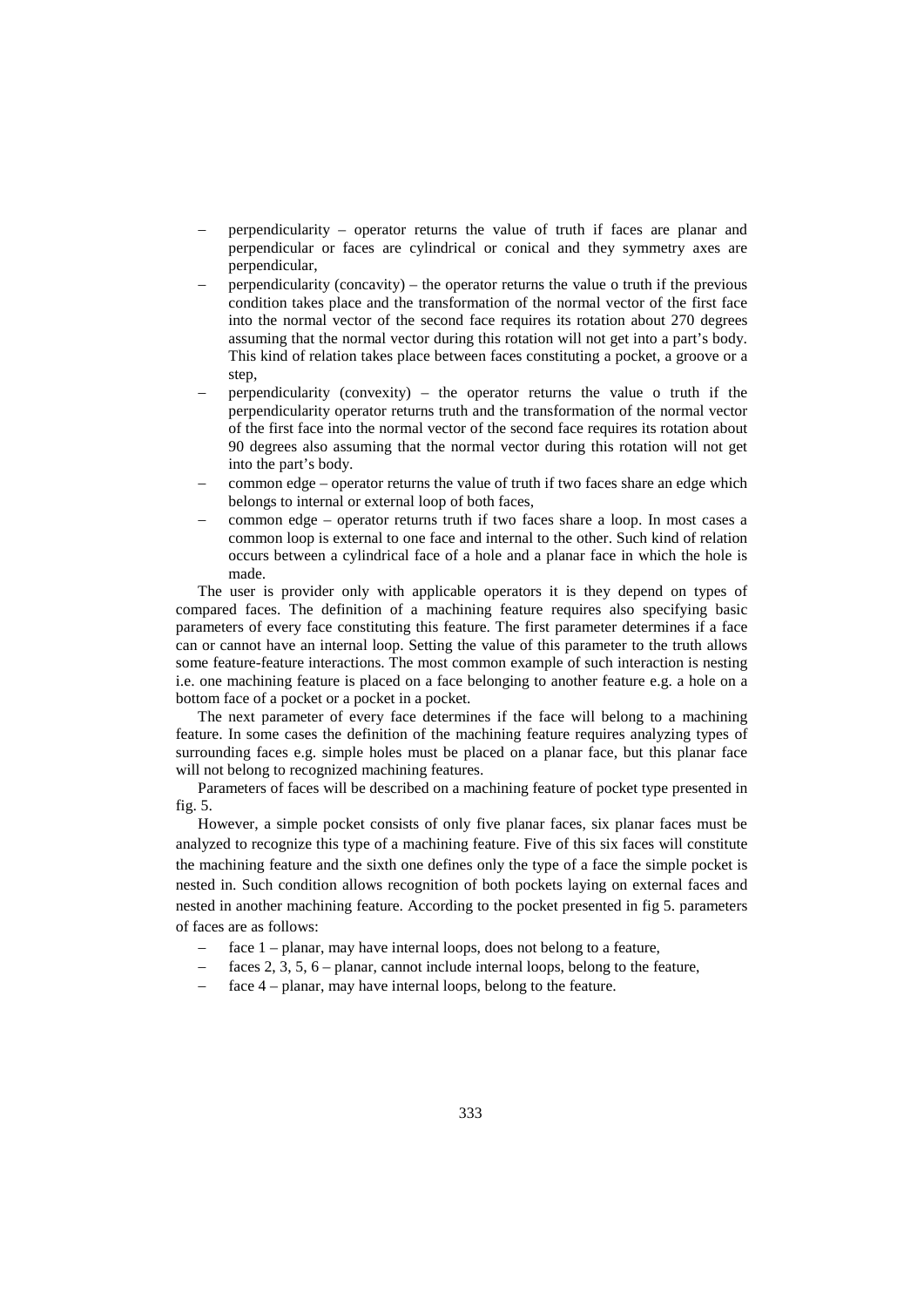- perpendicularity – operator returns the value of truth if faces are planar and perpendicular or faces are cylindrical or conical and they symmetry axes are perpendicular,
- perpendicularity (concavity) – the operator returns the value o truth if the previous condition takes place and the transformation of the normal vector of the first face into the normal vector of the second face requires its rotation about 270 degrees assuming that the normal vector during this rotation will not get into a part's body. This kind of relation takes place between faces constituting a pocket, a groove or a step,
- perpendicularity (convexity) – the operator returns the value o truth if the perpendicularity operator returns truth and the transformation of the normal vector of the first face into the normal vector of the second face requires its rotation about 90 degrees also assuming that the normal vector during this rotation will not get into the part's body.
- common edge – operator returns the value of truth if two faces share an edge which belongs to internal or external loop of both faces,
- common edge – operator returns truth if two faces share a loop. In most cases a common loop is external to one face and internal to the other. Such kind of relation occurs between a cylindrical face of a hole and a planar face in which the hole is made.

The user is provider only with applicable operators it is they depend on types of compared faces. The definition of a machining feature requires also specifying basic parameters of every face constituting this feature. The first parameter determines if a face can or cannot have an internal loop. Setting the value of this parameter to the truth allows some feature-feature interactions. The most common example of such interaction is nesting i.e. one machining feature is placed on a face belonging to another feature e.g. a hole on a bottom face of a pocket or a pocket in a pocket.

The next parameter of every face determines if the face will belong to a machining feature. In some cases the definition of the machining feature requires analyzing types of surrounding faces e.g. simple holes must be placed on a planar face, but this planar face will not belong to recognized machining features.

Parameters of faces will be described on a machining feature of pocket type presented in fig. 5.

However, a simple pocket consists of only five planar faces, six planar faces must be analyzed to recognize this type of a machining feature. Five of this six faces will constitute the machining feature and the sixth one defines only the type of a face the simple pocket is nested in. Such condition allows recognition of both pockets laying on external faces and nested in another machining feature. According to the pocket presented in fig 5. parameters of faces are as follows:

- face 1 – planar, may have internal loops, does not belong to a feature,
- faces 2, 3, 5, 6 – planar, cannot include internal loops, belong to the feature,
- face 4 – planar, may have internal loops, belong to the feature.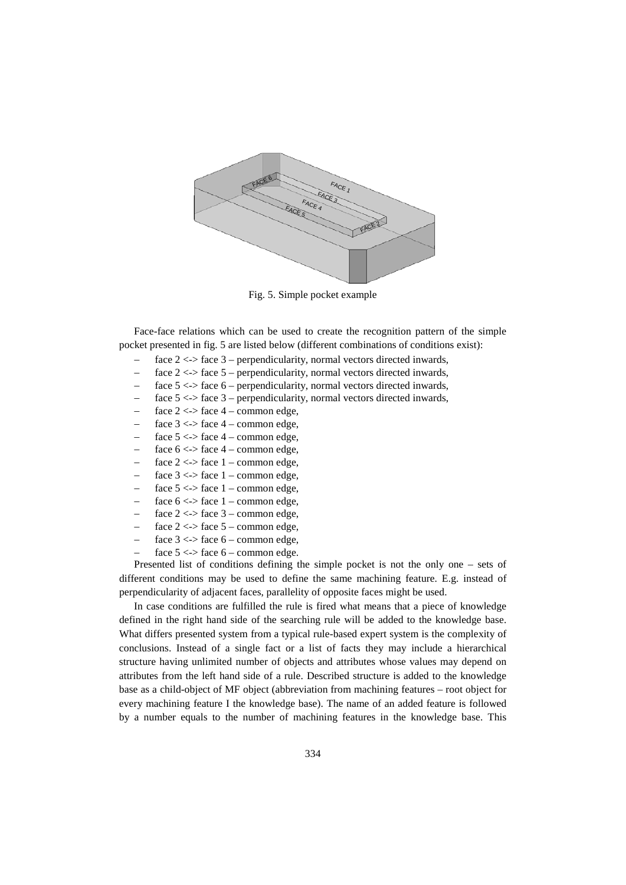Fig. 5. Simple pocket example

Face-face relations which can be used to create the recognition pattern of the simple pocket presented in fig. 5 are listed below (different combinations of conditions exist):

- face 2 <-> face 3 – perpendicularity, normal vectors directed inwards,
- face 2 <-> face 5 – perpendicularity, normal vectors directed inwards,
- face 5 <-> face 6 – perpendicularity, normal vectors directed inwards,
- face 5 <-> face 3 – perpendicularity, normal vectors directed inwards,
- face 2 <-> face 4 – common edge,
- face 3 <-> face 4 – common edge,
- face 5 <-> face 4 – common edge,
- face 6 <-> face 4 – common edge,
- face 2 <-> face 1 – common edge,
- face 3 <-> face 1 – common edge,
- face 5 <-> face 1 – common edge,
- face 6 <-> face 1 – common edge,
- face 2 <-> face 3 – common edge,
- face 2 <-> face 5 – common edge,
- face 3 <-> face 6 – common edge,
- face 5 <-> face 6 – common edge.

Presented list of conditions defining the simple pocket is not the only one – sets of different conditions may be used to define the same machining feature. E.g. instead of perpendicularity of adjacent faces, parallelity of opposite faces might be used.

In case conditions are fulfilled the rule is fired what means that a piece of knowledge defined in the right hand side of the searching rule will be added to the knowledge base. What differs presented system from a typical rule-based expert system is the complexity of conclusions. Instead of a single fact or a list of facts they may include a hierarchical structure having unlimited number of objects and attributes whose values may depend on attributes from the left hand side of a rule. Described structure is added to the knowledge base as a child-object of MF object (abbreviation from machining features – root object for every machining feature I the knowledge base). The name of an added feature is followed by a number equals to the number of machining features in the knowledge base. This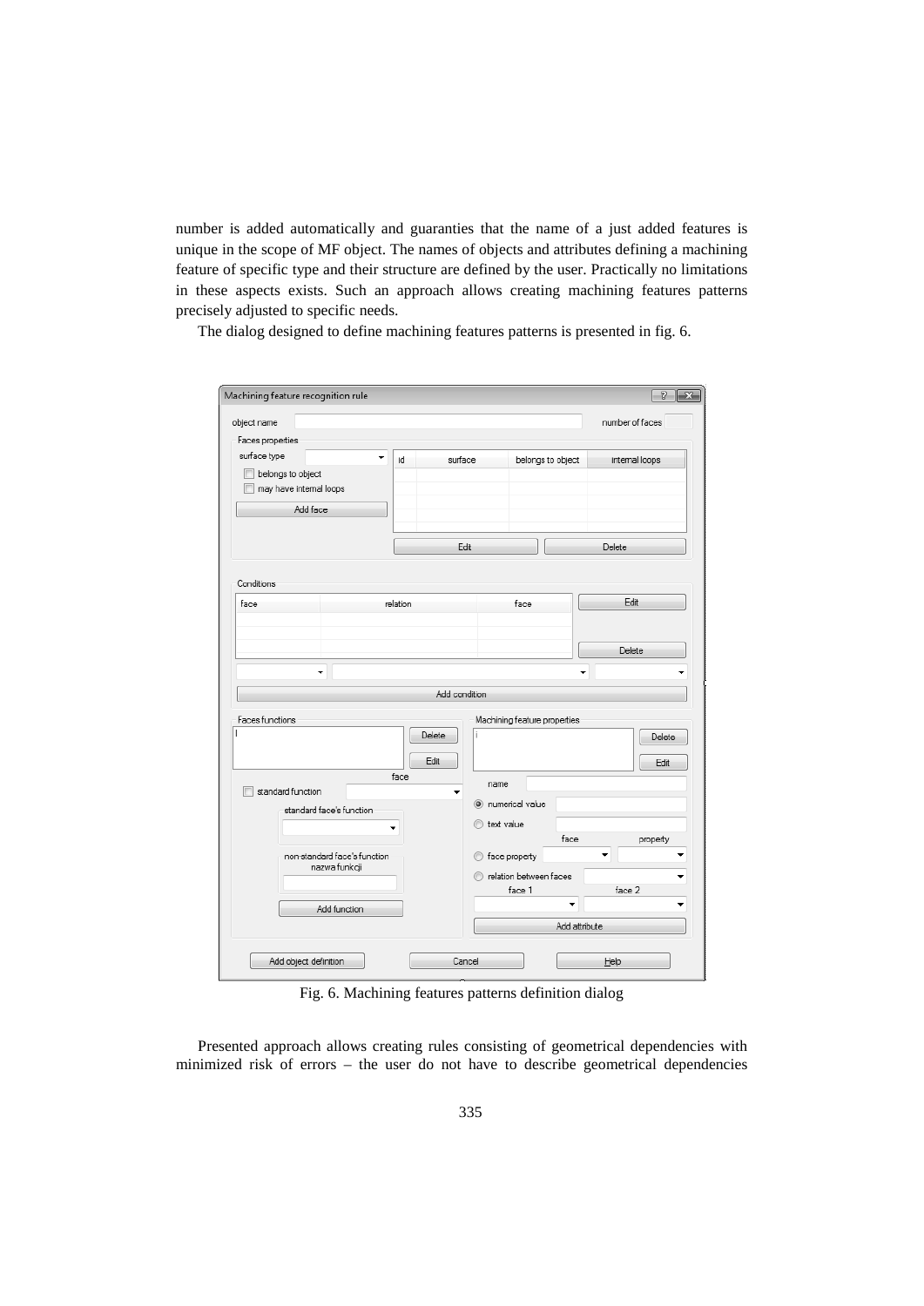number is added automatically and guaranties that the name of a just added features is unique in the scope of MF object. The names of objects and attributes defining a machining feature of specific type and their structure are defined by the user. Practically no limitations in these aspects exists. Such an approach allows creating machining features patterns precisely adjusted to specific needs.

The dialog designed to define machining features patterns is presented in fig. 6.

Fig. 6. Machining features patterns definition dialog

Presented approach allows creating rules consisting of geometrical dependencies with minimized risk of errors – the user do not have to describe geometrical dependencies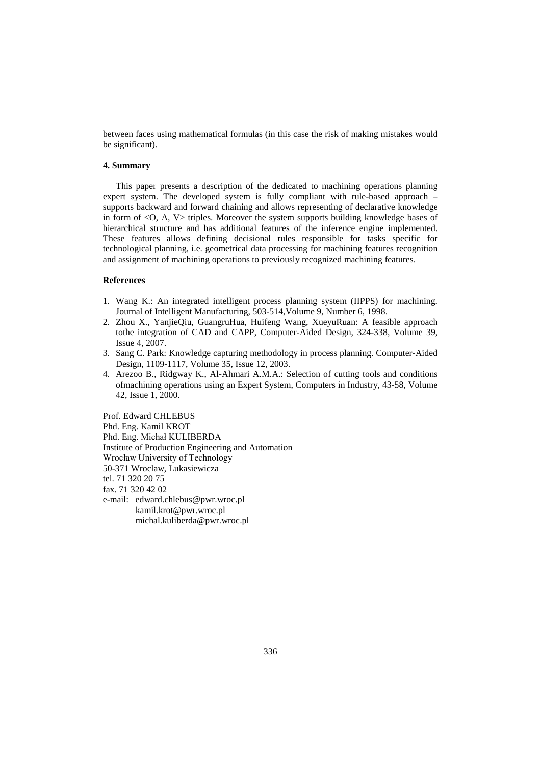between faces using mathematical formulas (in this case the risk of making mistakes would be significant).

#### 4. Summary

This paper presents a description of the dedicated to machining operations planning expert system. The developed system is fully compliant with rule-based approach – supports backward and forward chaining and allows representing of declarative knowledge in form of <O, A, V> triples. Moreover the system supports building knowledge bases of hierarchical structure and has additional features of the inference engine implemented. These features allows defining decisional rules responsible for tasks specific for technological planning, i.e. geometrical data processing for machining features recognition and assignment of machining operations to previously recognized machining features.

#### References

1. Wang K.: An integrated intelligent process planning system (IIPPS) for machining. Journal of Intelligent Manufacturing, 503-514,Volume 9, Number 6, 1998.
2. Zhou X., YanjieQiu, GuangruHua, Huifeng Wang, XueyuRuan: A feasible approach tothe integration of CAD and CAPP, Computer-Aided Design, 324-338, Volume 39, Issue 4, 2007.
3. Sang C. Park: Knowledge capturing methodology in process planning. Computer-Aided Design, 1109-1117, Volume 35, Issue 12, 2003.
4. Arezoo B., Ridgway K., Al-Ahmari A.M.A.: Selection of cutting tools and conditions ofmachining operations using an Expert System, Computers in Industry, 43-58, Volume 42, Issue 1, 2000.

Prof. Edward CHLEBUS
Phd. Eng. Kamil KROT
Phd. Eng. Michał KULIBERDA
Institute of Production Engineering and Automation
Wrocław University of Technology
50-371 Wroclaw, Lukasiewicza
tel. 71 320 20 75
fax. 71 320 42 02
e-mail: edward.chlebus@pwr.wroc.pl
kamil.krot@pwr.wroc.pl
michal.kuliberda@pwr.wroc.pl